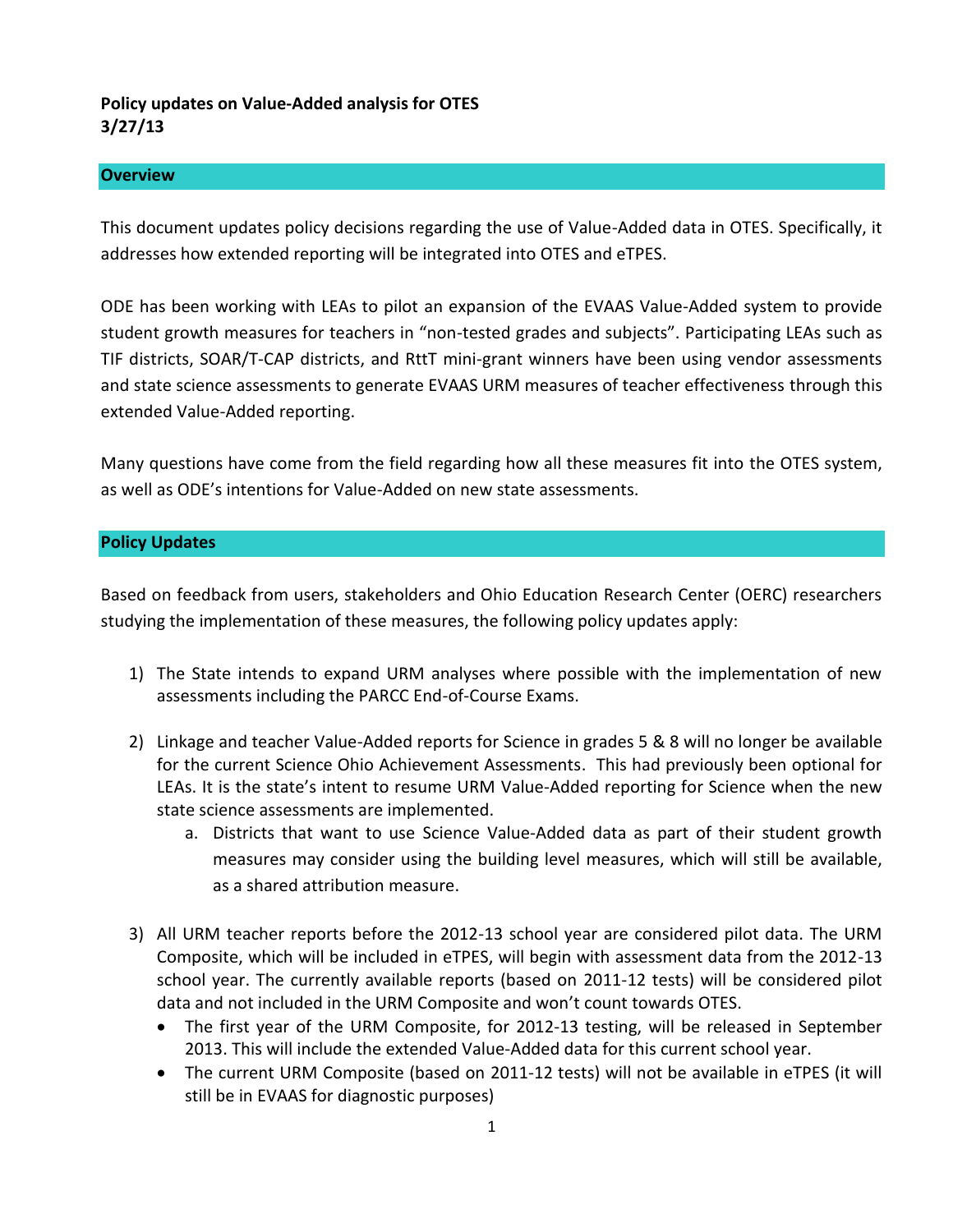**Policy updates on Value-Added analysis for OTES**
**3/27/13**

## Overview

This document updates policy decisions regarding the use of Value-Added data in OTES. Specifically, it addresses how extended reporting will be integrated into OTES and eTPES.

ODE has been working with LEAs to pilot an expansion of the EVAAS Value-Added system to provide student growth measures for teachers in "non-tested grades and subjects". Participating LEAs such as TIF districts, SOAR/T-CAP districts, and RttT mini-grant winners have been using vendor assessments and state science assessments to generate EVAAS URM measures of teacher effectiveness through this extended Value-Added reporting.

Many questions have come from the field regarding how all these measures fit into the OTES system, as well as ODE's intentions for Value-Added on new state assessments.

## Policy Updates

Based on feedback from users, stakeholders and Ohio Education Research Center (OERC) researchers studying the implementation of these measures, the following policy updates apply:

1) The State intends to expand URM analyses where possible with the implementation of new assessments including the PARCC End-of-Course Exams.

2) Linkage and teacher Value-Added reports for Science in grades 5 & 8 will no longer be available for the current Science Ohio Achievement Assessments. This had previously been optional for LEAs. It is the state's intent to resume URM Value-Added reporting for Science when the new state science assessments are implemented.
   a. Districts that want to use Science Value-Added data as part of their student growth measures may consider using the building level measures, which will still be available, as a shared attribution measure.

3) All URM teacher reports before the 2012-13 school year are considered pilot data. The URM Composite, which will be included in eTPES, will begin with assessment data from the 2012-13 school year. The currently available reports (based on 2011-12 tests) will be considered pilot data and not included in the URM Composite and won't count towards OTES.
   - The first year of the URM Composite, for 2012-13 testing, will be released in September 2013. This will include the extended Value-Added data for this current school year.
   - The current URM Composite (based on 2011-12 tests) will not be available in eTPES (it will still be in EVAAS for diagnostic purposes)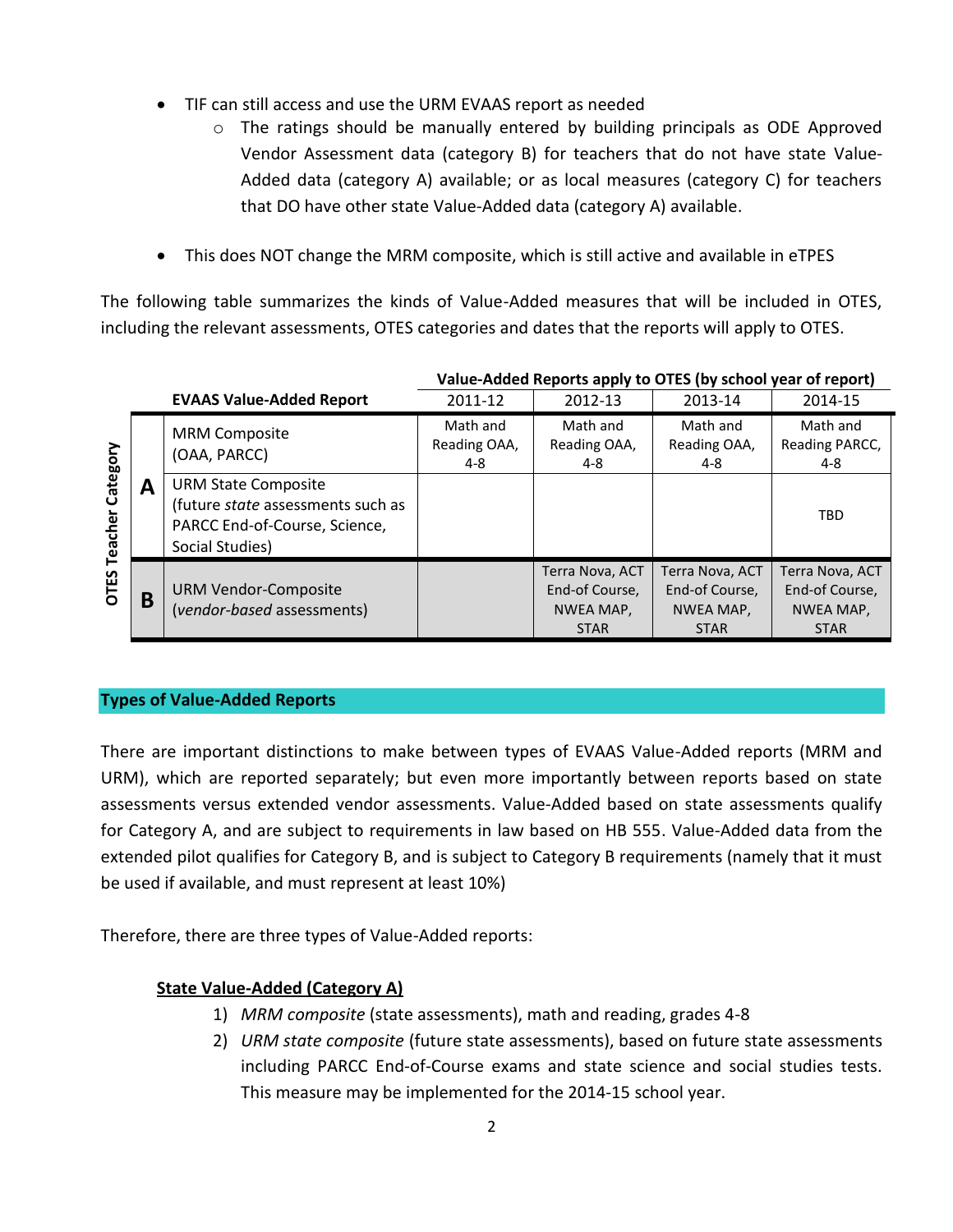- TIF can still access and use the URM EVAAS report as needed
    - The ratings should be manually entered by building principals as ODE Approved Vendor Assessment data (category B) for teachers that do not have state Value-Added data (category A) available; or as local measures (category C) for teachers that DO have other state Value-Added data (category A) available.

- This does NOT change the MRM composite, which is still active and available in eTPES

The following table summarizes the kinds of Value-Added measures that will be included in OTES, including the relevant assessments, OTES categories and dates that the reports will apply to OTES.

| OTES Teacher Category | | EVAAS Value-Added Report | Value-Added Reports apply to OTES (by school year of report) 2011-12 | 2012-13 | 2013-14 | 2014-15 |
|---|---|---|---|---|---|---|
| | A | MRM Composite (OAA, PARCC) | Math and Reading OAA, 4-8 | Math and Reading OAA, 4-8 | Math and Reading OAA, 4-8 | Math and Reading PARCC, 4-8 |
| | A | URM State Composite (future *state* assessments such as PARCC End-of-Course, Science, Social Studies) | | | | TBD |
| | B | URM Vendor-Composite (*vendor-based* assessments) | | Terra Nova, ACT End-of Course, NWEA MAP, STAR | Terra Nova, ACT End-of Course, NWEA MAP, STAR | Terra Nova, ACT End-of Course, NWEA MAP, STAR |

## Types of Value-Added Reports

There are important distinctions to make between types of EVAAS Value-Added reports (MRM and URM), which are reported separately; but even more importantly between reports based on state assessments versus extended vendor assessments. Value-Added based on state assessments qualify for Category A, and are subject to requirements in law based on HB 555. Value-Added data from the extended pilot qualifies for Category B, and is subject to Category B requirements (namely that it must be used if available, and must represent at least 10%)

Therefore, there are three types of Value-Added reports:

**<u>State Value-Added (Category A)</u>**

1) *MRM composite* (state assessments), math and reading, grades 4-8
2) *URM state composite* (future state assessments), based on future state assessments including PARCC End-of-Course exams and state science and social studies tests. This measure may be implemented for the 2014-15 school year.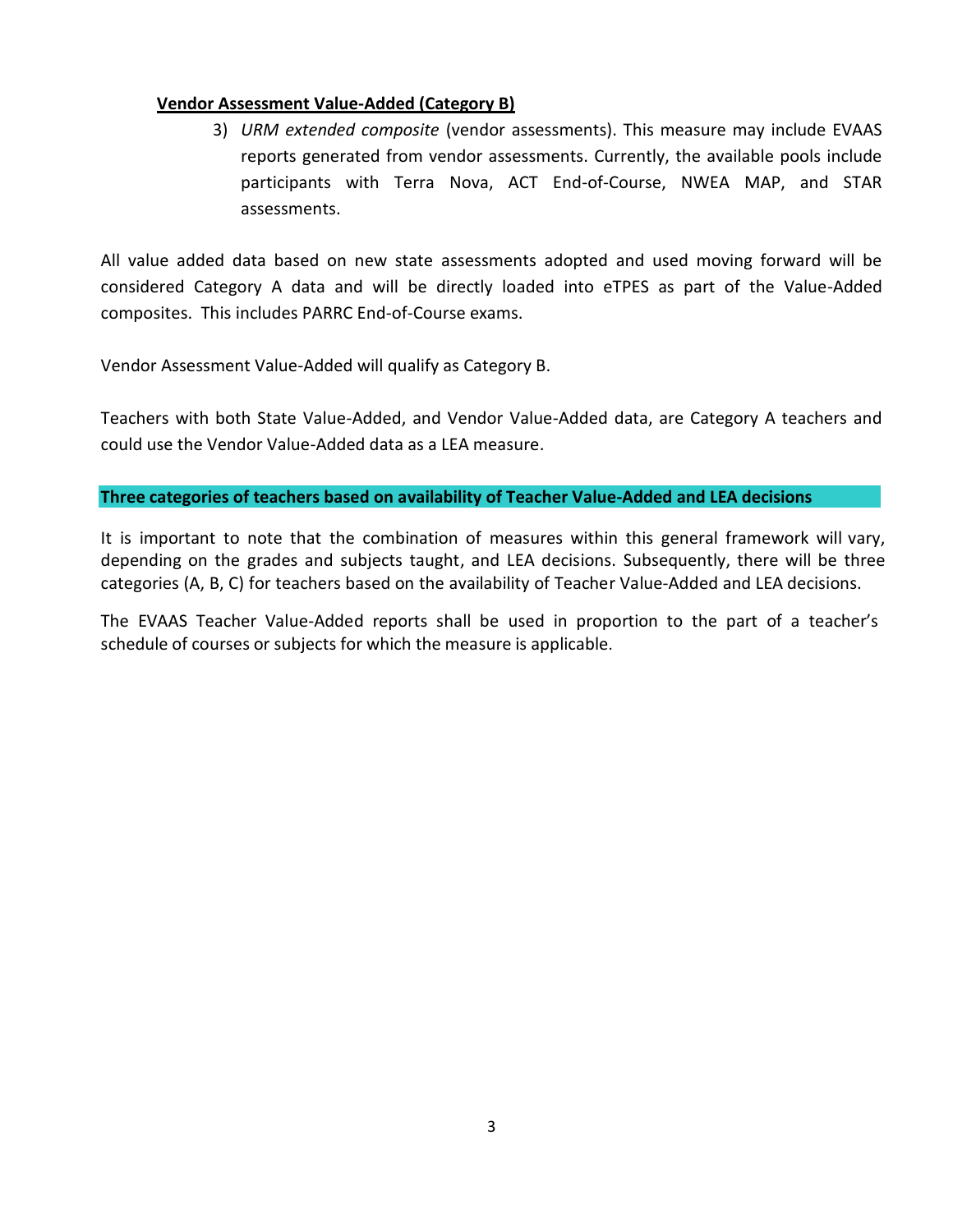**Vendor Assessment Value-Added (Category B)**

3) *URM extended composite* (vendor assessments). This measure may include EVAAS reports generated from vendor assessments. Currently, the available pools include participants with Terra Nova, ACT End-of-Course, NWEA MAP, and STAR assessments.

All value added data based on new state assessments adopted and used moving forward will be considered Category A data and will be directly loaded into eTPES as part of the Value-Added composites. This includes PARRC End-of-Course exams.

Vendor Assessment Value-Added will qualify as Category B.

Teachers with both State Value-Added, and Vendor Value-Added data, are Category A teachers and could use the Vendor Value-Added data as a LEA measure.

## Three categories of teachers based on availability of Teacher Value-Added and LEA decisions

It is important to note that the combination of measures within this general framework will vary, depending on the grades and subjects taught, and LEA decisions. Subsequently, there will be three categories (A, B, C) for teachers based on the availability of Teacher Value-Added and LEA decisions.

The EVAAS Teacher Value-Added reports shall be used in proportion to the part of a teacher's schedule of courses or subjects for which the measure is applicable.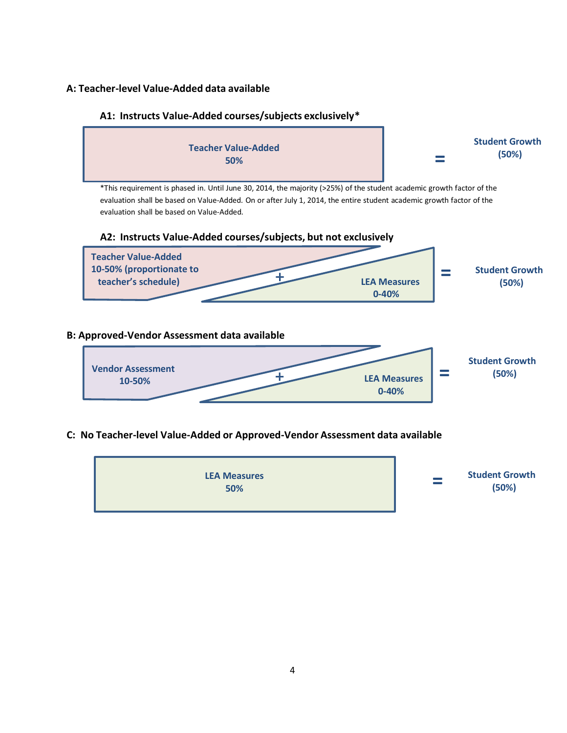## A: Teacher-level Value-Added data available

### A1: Instructs Value-Added courses/subjects exclusively*

Teacher Value-Added 50% = Student Growth (50%)

*This requirement is phased in. Until June 30, 2014, the majority (>25%) of the student academic growth factor of the evaluation shall be based on Value-Added. On or after July 1, 2014, the entire student academic growth factor of the evaluation shall be based on Value-Added.

### A2: Instructs Value-Added courses/subjects, but not exclusively

Teacher Value-Added 10-50% (proportionate to teacher's schedule) + LEA Measures 0-40% = Student Growth (50%)

## B: Approved-Vendor Assessment data available

Vendor Assessment 10-50% + LEA Measures 0-40% = Student Growth (50%)

## C: No Teacher-level Value-Added or Approved-Vendor Assessment data available

LEA Measures 50% = Student Growth (50%)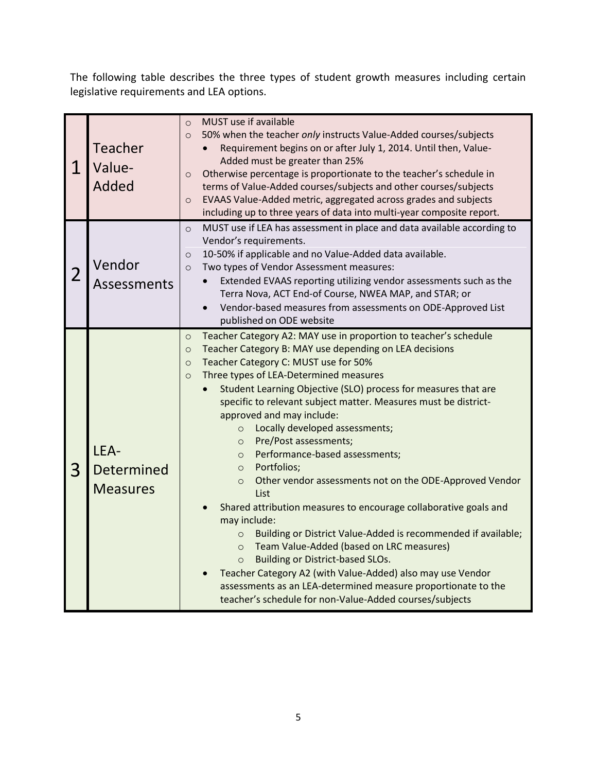The following table describes the three types of student growth measures including certain legislative requirements and LEA options.

| | | |
|---|---|---|
| 1 | Teacher Value-Added | ○ MUST use if available<br>○ 50% when the teacher *only* instructs Value-Added courses/subjects<br>• Requirement begins on or after July 1, 2014. Until then, Value-Added must be greater than 25%<br>○ Otherwise percentage is proportionate to the teacher's schedule in terms of Value-Added courses/subjects and other courses/subjects<br>○ EVAAS Value-Added metric, aggregated across grades and subjects including up to three years of data into multi-year composite report. |
| 2 | Vendor Assessments | ○ MUST use if LEA has assessment in place and data available according to Vendor's requirements.<br>○ 10-50% if applicable and no Value-Added data available.<br>○ Two types of Vendor Assessment measures:<br>• Extended EVAAS reporting utilizing vendor assessments such as the Terra Nova, ACT End-of Course, NWEA MAP, and STAR; or<br>• Vendor-based measures from assessments on ODE-Approved List published on ODE website |
| 3 | LEA-Determined Measures | ○ Teacher Category A2: MAY use in proportion to teacher's schedule<br>○ Teacher Category B: MAY use depending on LEA decisions<br>○ Teacher Category C: MUST use for 50%<br>○ Three types of LEA-Determined measures<br>• Student Learning Objective (SLO) process for measures that are specific to relevant subject matter. Measures must be district-approved and may include:<br>○ Locally developed assessments;<br>○ Pre/Post assessments;<br>○ Performance-based assessments;<br>○ Portfolios;<br>○ Other vendor assessments not on the ODE-Approved Vendor List<br>• Shared attribution measures to encourage collaborative goals and may include:<br>○ Building or District Value-Added is recommended if available;<br>○ Team Value-Added (based on LRC measures)<br>○ Building or District-based SLOs.<br>• Teacher Category A2 (with Value-Added) also may use Vendor assessments as an LEA-determined measure proportionate to the teacher's schedule for non-Value-Added courses/subjects |